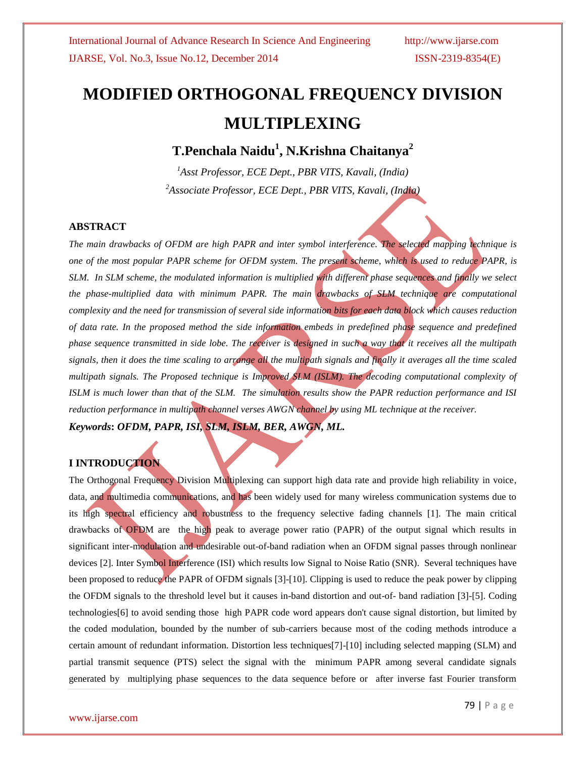# MODIFIED ORTHOGONAL FREQUENCY DIVISION MULTIPLEXING

## T.Penchala Naidu[1], N.Krishna Chaitanya[2]

[1]*Asst Professor, ECE Dept., PBR VITS, Kavali, (India)*

[2]*Associate Professor, ECE Dept., PBR VITS, Kavali, (India)*

### ABSTRACT

*The main drawbacks of OFDM are high PAPR and inter symbol interference. The selected mapping technique is one of the most popular PAPR scheme for OFDM system. The present scheme, which is used to reduce PAPR, is SLM. In SLM scheme, the modulated information is multiplied with different phase sequences and finally we select the phase-multiplied data with minimum PAPR. The main drawbacks of SLM technique are computational complexity and the need for transmission of several side information bits for each data block which causes reduction of data rate. In the proposed method the side information embeds in predefined phase sequence and predefined phase sequence transmitted in side lobe. The receiver is designed in such a way that it receives all the multipath signals, then it does the time scaling to arrange all the multipath signals and finally it averages all the time scaled multipath signals. The Proposed technique is Improved SLM (ISLM). The decoding computational complexity of ISLM is much lower than that of the SLM. The simulation results show the PAPR reduction performance and ISI reduction performance in multipath channel verses AWGN channel by using ML technique at the receiver.*

***Keywords*: OFDM, PAPR, ISI, SLM, ISLM, BER, AWGN, ML.**

### I INTRODUCTION

The Orthogonal Frequency Division Multiplexing can support high data rate and provide high reliability in voice, data, and multimedia communications, and has been widely used for many wireless communication systems due to its high spectral efficiency and robustness to the frequency selective fading channels [1]. The main critical drawbacks of OFDM are the high peak to average power ratio (PAPR) of the output signal which results in significant inter-modulation and undesirable out-of-band radiation when an OFDM signal passes through nonlinear devices [2]. Inter Symbol Interference (ISI) which results low Signal to Noise Ratio (SNR). Several techniques have been proposed to reduce the PAPR of OFDM signals [3]-[10]. Clipping is used to reduce the peak power by clipping the OFDM signals to the threshold level but it causes in-band distortion and out-of- band radiation [3]-[5]. Coding technologies[6] to avoid sending those high PAPR code word appears don't cause signal distortion, but limited by the coded modulation, bounded by the number of sub-carriers because most of the coding methods introduce a certain amount of redundant information. Distortion less techniques[7]-[10] including selected mapping (SLM) and partial transmit sequence (PTS) select the signal with the minimum PAPR among several candidate signals generated by multiplying phase sequences to the data sequence before or after inverse fast Fourier transform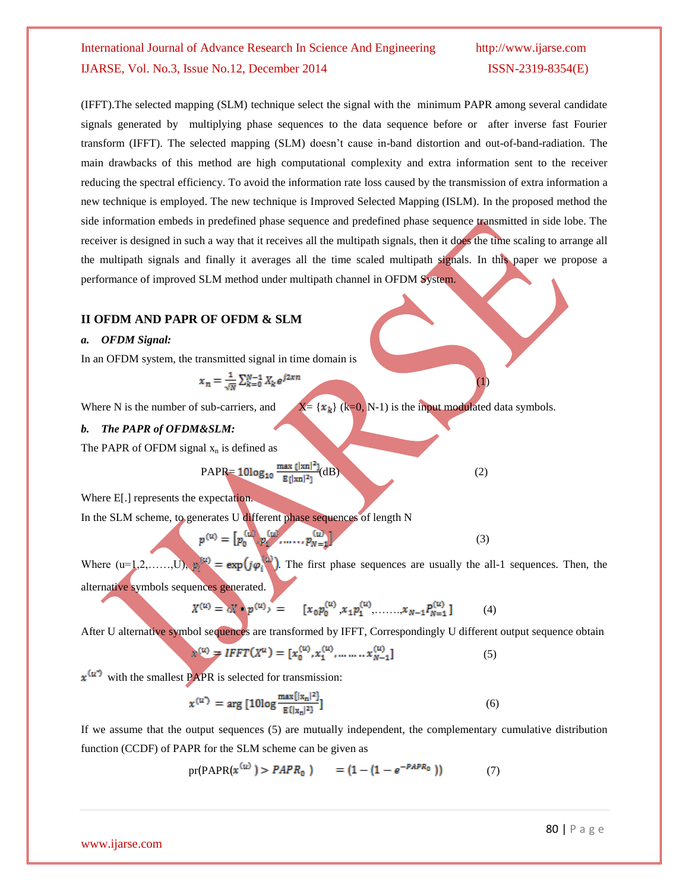(IFFT).The selected mapping (SLM) technique select the signal with the minimum PAPR among several candidate signals generated by multiplying phase sequences to the data sequence before or after inverse fast Fourier transform (IFFT). The selected mapping (SLM) doesn't cause in-band distortion and out-of-band-radiation. The main drawbacks of this method are high computational complexity and extra information sent to the receiver reducing the spectral efficiency. To avoid the information rate loss caused by the transmission of extra information a new technique is employed. The new technique is Improved Selected Mapping (ISLM). In the proposed method the side information embeds in predefined phase sequence and predefined phase sequence transmitted in side lobe. The receiver is designed in such a way that it receives all the multipath signals, then it does the time scaling to arrange all the multipath signals and finally it averages all the time scaled multipath signals. In this paper we propose a performance of improved SLM method under multipath channel in OFDM System.

## II OFDM AND PAPR OF OFDM & SLM

### *a. OFDM Signal:*

In an OFDM system, the transmitted signal in time domain is

$$x_n = \frac{1}{\sqrt{N}} \sum_{k=0}^{N-1} X_k e^{j2\pi n} \qquad (1)$$

Where N is the number of sub-carriers, and $X = \{x_k\}$ (k=0, N-1) is the input modulated data symbols.

### *b. The PAPR of OFDM&SLM:*

The PAPR of OFDM signal $x_n$ is defined as

$$\text{PAPR} = 10\log_{10} \frac{\max\{|xn|^2\}}{E[|xn|^2]} \text{(dB)} \qquad (2)$$

Where E[.] represents the expectation.

In the SLM scheme, to generates U different phase sequences of length N

$$p^{(u)} = [p_0^{(u)}, p_1^{(u)}, \ldots\ldots, p_{N=1}^{(u)}] \qquad (3)$$

Where (u=1,2,……,U), $p_i^{(u)} = \exp(j\varphi_i^{(u)})$. The first phase sequences are usually the all-1 sequences. Then, the alternative symbols sequences generated.

$$X^{(u)} = X \bullet p^{(u)}, = \quad [x_0 p_0^{(u)}, x_1 p_1^{(u)}, \ldots\ldots., x_{N-1} P_{N=1}^{(u)}] \qquad (4)$$

After U alternative symbol sequences are transformed by IFFT, Correspondingly U different output sequence obtain

$$x^{(u)} = IFFT(X^u) = [x_0^{(u)}, x_1^{(u)}, \ldots\ldots\ldots x_{N-1}^{(u)}] \qquad (5)$$

$x^{(u^*)}$ with the smallest PAPR is selected for transmission:

$$x^{(u^*)} = \arg\,[10\log \frac{\max\{|x_n|^2\}}{E\{|x_n|^2\}}] \qquad (6)$$

If we assume that the output sequences (5) are mutually independent, the complementary cumulative distribution function (CCDF) of PAPR for the SLM scheme can be given as

$$\text{pr}(\text{PAPR}(x^{(u)}) > PAPR_0) \quad = (1 - (1 - e^{-PAPR_0})) \qquad (7)$$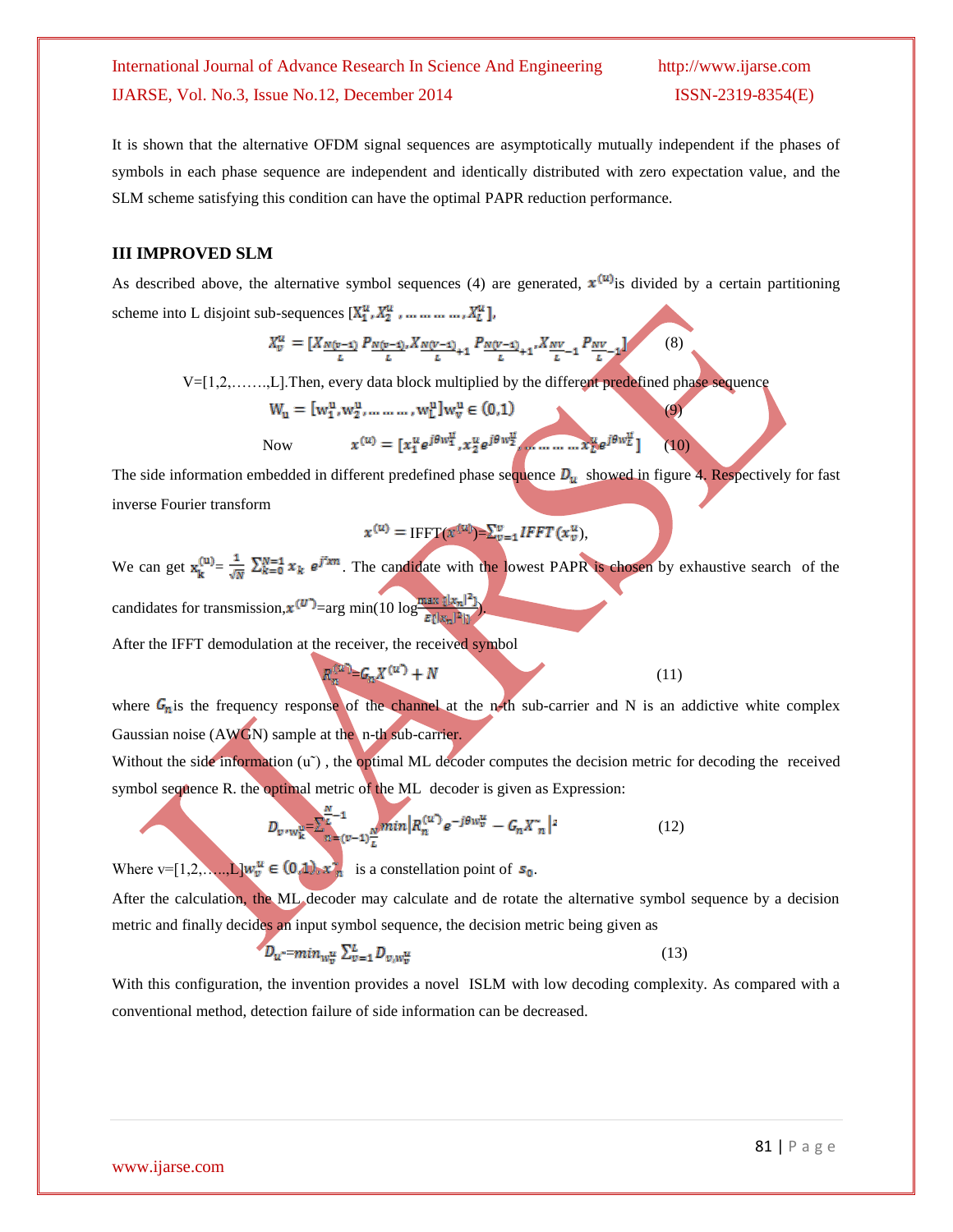It is shown that the alternative OFDM signal sequences are asymptotically mutually independent if the phases of symbols in each phase sequence are independent and identically distributed with zero expectation value, and the SLM scheme satisfying this condition can have the optimal PAPR reduction performance.

### III IMPROVED SLM

As described above, the alternative symbol sequences (4) are generated, $x^{(u)}$is divided by a certain partitioning scheme into L disjoint sub-sequences $[X_1^u, X_2^u, \ldots\ldots, X_L^u]$,

$$X_v^u = [X_{\frac{N(v-1)}{L}} P_{\frac{N(v-1)}{L}}, X_{\frac{N(V-1)}{L}+1} P_{\frac{N(V-1)}{L}+1}, X_{\frac{NV}{L}-1} P_{\frac{NV}{L}-1}] \qquad (8)$$

V=[1,2,…….,L].Then, every data block multiplied by the different predefined phase sequence

$$W_u = [w_1^u, w_2^u, \ldots\ldots, w_L^u] w_v^u \in (0,1) \qquad (9)$$

Now
$$x^{(u)} = [x_1^u e^{j\theta w_1^u}, x_2^u e^{j\theta w_2^u}, \ldots\ldots x_L^u e^{j\theta w_L^u}] \qquad (10)$$

The side information embedded in different predefined phase sequence $D_u$ showed in figure 4. Respectively for fast inverse Fourier transform

$$x^{(u)} = \text{IFFT}(x^{(u)}) = \sum_{v=1}^{v} IFFT(x_v^u),$$

We can get $x_k^{(u)} = \frac{1}{\sqrt{N}} \sum_{k=0}^{N-1} x_k \, e^{j\pi m}$. The candidate with the lowest PAPR is chosen by exhaustive search of the candidates for transmission,$x^{(U^*)}$=arg min(10 log$\frac{\max\{|x_n|^2\}}{E\{|x_n|^2\}}$).

After the IFFT demodulation at the receiver, the received symbol

$$R_n^{(u^*)} = G_n X^{(u^*)} + N \qquad (11)$$

where $G_n$is the frequency response of the channel at the n-th sub-carrier and N is an addictive white complex Gaussian noise (AWGN) sample at the n-th sub-carrier.

Without the side information (u˜) , the optimal ML decoder computes the decision metric for decoding the received symbol sequence R. the optimal metric of the ML decoder is given as Expression:

$$D_{v,w_k^u} = \sum_{n=(v-1)\frac{N}{L}}^{\frac{N}{L}-1} \min \left| R_n^{(u^*)} e^{-j\theta w_v^u} - G_n X_n^{\sim} \right|^2 \qquad (12)$$

Where v=[1,2,…..,L]$w_v^u \in (0,1)$, $x_n^{\sim}$ is a constellation point of $s_0$.

After the calculation, the ML decoder may calculate and de rotate the alternative symbol sequence by a decision metric and finally decides an input symbol sequence, the decision metric being given as

$$D_{u^*} = \min_{w_v^u} \sum_{v=1}^{L} D_{v,w_v^u} \qquad (13)$$

With this configuration, the invention provides a novel ISLM with low decoding complexity. As compared with a conventional method, detection failure of side information can be decreased.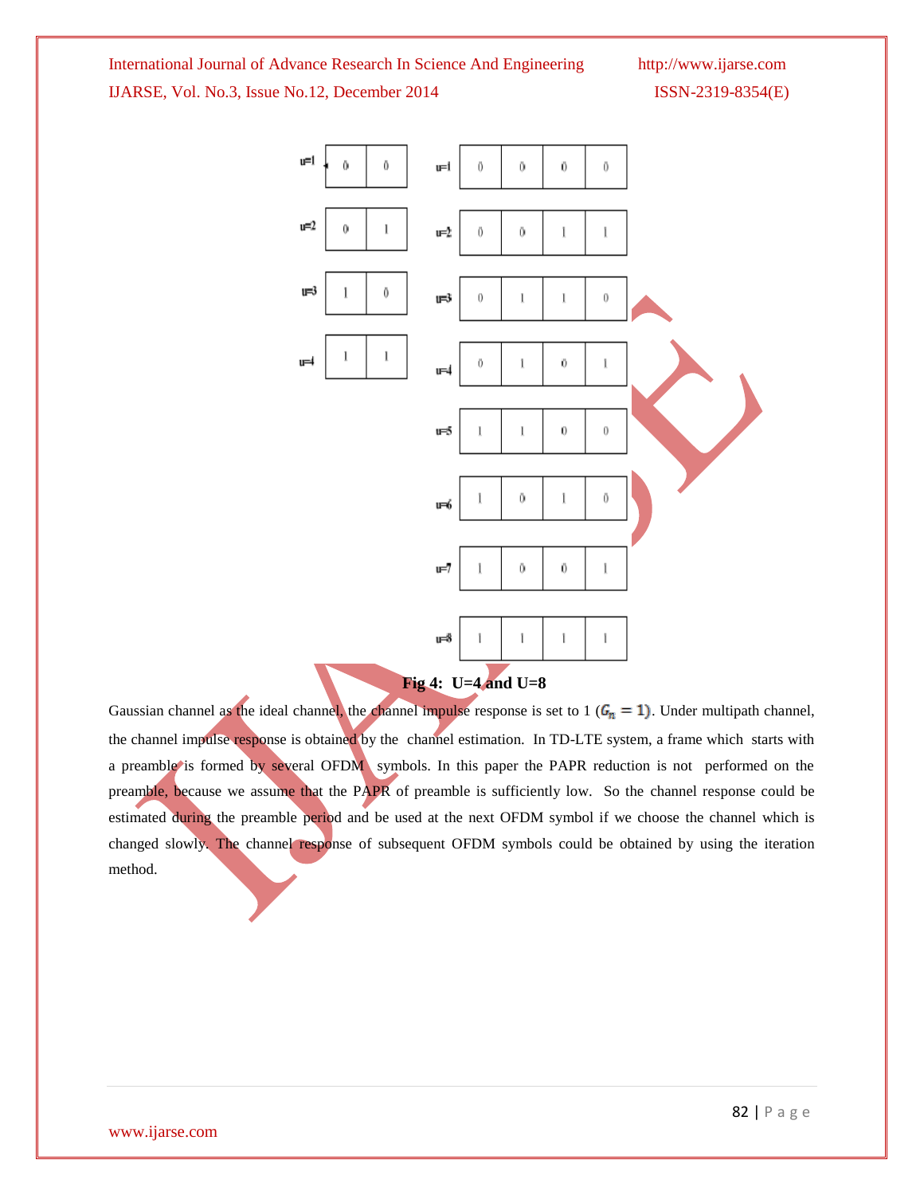| u | | |
|---|---|---|
| u=1 | 0 | 0 |
| u=2 | 0 | 1 |
| u=3 | 1 | 0 |
| u=4 | 1 | 1 |

| u | | | | |
|---|---|---|---|---|
| u=1 | 0 | 0 | 0 | 0 |
| u=2 | 0 | 0 | 1 | 1 |
| u=3 | 0 | 1 | 1 | 0 |
| u=4 | 0 | 1 | 0 | 1 |
| u=5 | 1 | 1 | 0 | 0 |
| u=6 | 1 | 0 | 1 | 0 |
| u=7 | 1 | 0 | 0 | 1 |
| u=8 | 1 | 1 | 1 | 1 |

**Fig 4: U=4 and U=8**

Gaussian channel as the ideal channel, the channel impulse response is set to 1 ($G_n = 1$). Under multipath channel, the channel impulse response is obtained by the channel estimation. In TD-LTE system, a frame which starts with a preamble is formed by several OFDM symbols. In this paper the PAPR reduction is not performed on the preamble, because we assume that the PAPR of preamble is sufficiently low. So the channel response could be estimated during the preamble period and be used at the next OFDM symbol if we choose the channel which is changed slowly. The channel response of subsequent OFDM symbols could be obtained by using the iteration method.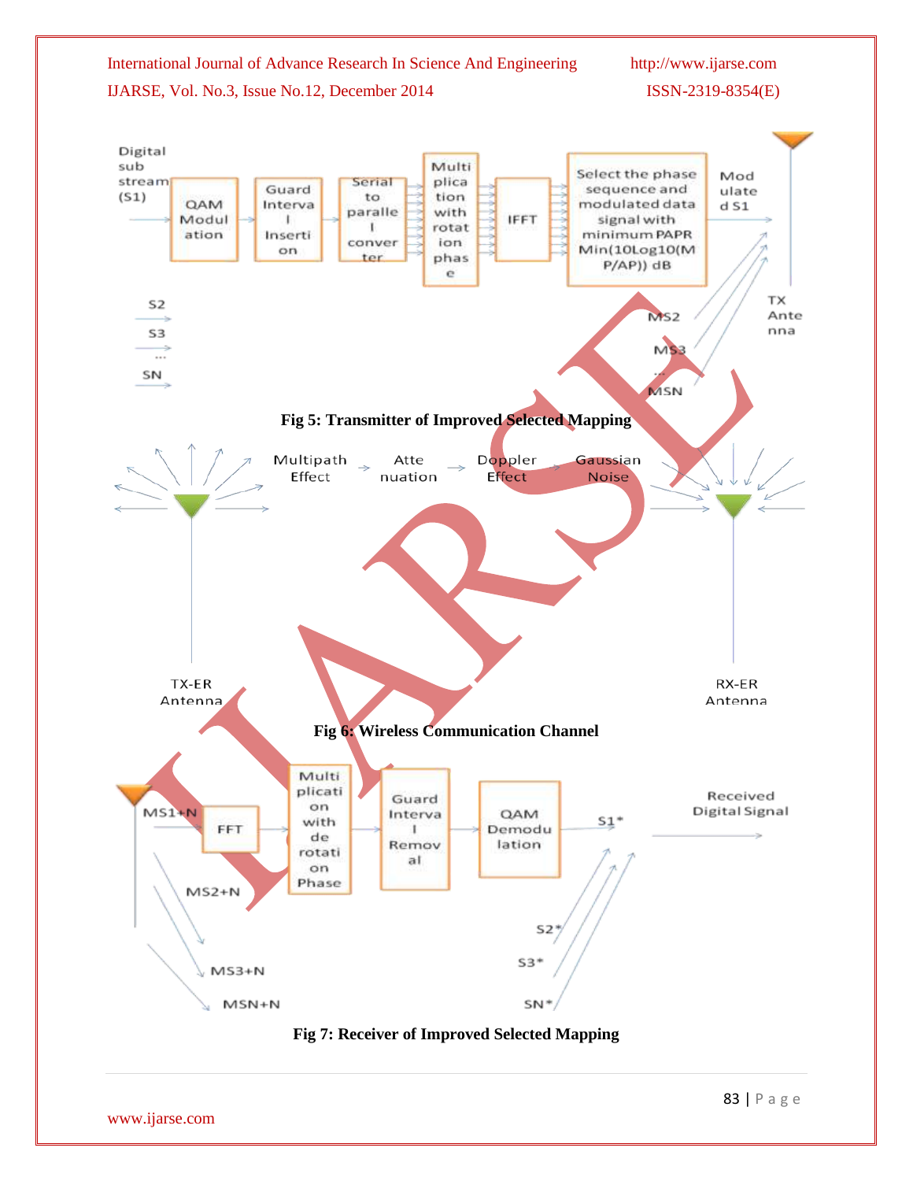**Fig 5: Transmitter of Improved Selected Mapping**

**Fig 6: Wireless Communication Channel**

**Fig 7: Receiver of Improved Selected Mapping**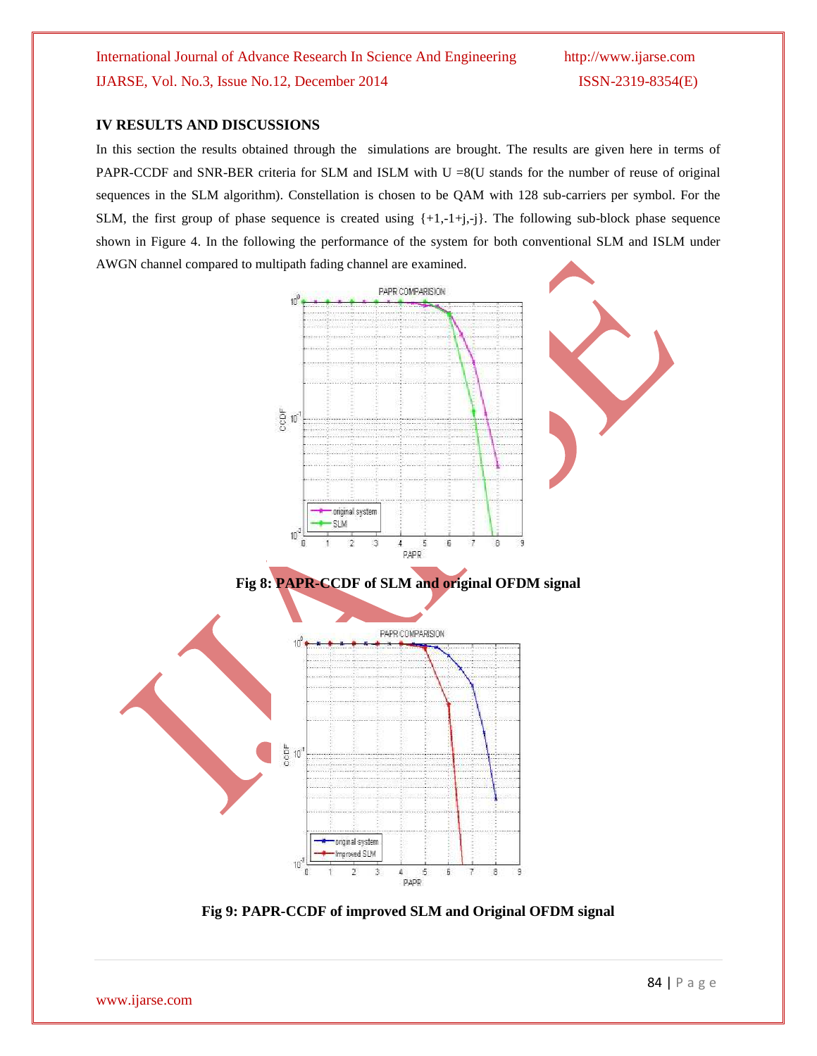## IV RESULTS AND DISCUSSIONS

In this section the results obtained through the simulations are brought. The results are given here in terms of PAPR-CCDF and SNR-BER criteria for SLM and ISLM with U =8(U stands for the number of reuse of original sequences in the SLM algorithm). Constellation is chosen to be QAM with 128 sub-carriers per symbol. For the SLM, the first group of phase sequence is created using {+1,-1+j,-j}. The following sub-block phase sequence shown in Figure 4. In the following the performance of the system for both conventional SLM and ISLM under AWGN channel compared to multipath fading channel are examined.

**Fig 8: PAPR-CCDF of SLM and original OFDM signal**

**Fig 9: PAPR-CCDF of improved SLM and Original OFDM signal**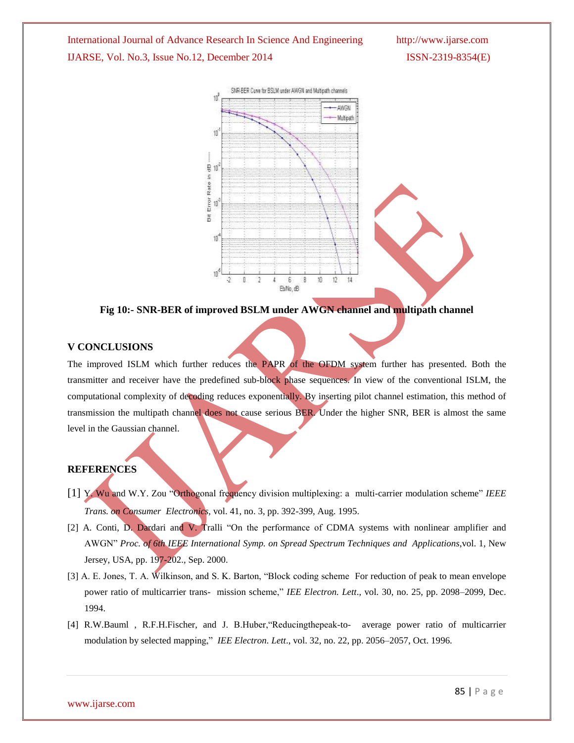**Fig 10:- SNR-BER of improved BSLM under AWGN channel and multipath channel**

## V CONCLUSIONS

The improved ISLM which further reduces the PAPR of the OFDM system further has presented. Both the transmitter and receiver have the predefined sub-block phase sequences. In view of the conventional ISLM, the computational complexity of decoding reduces exponentially. By inserting pilot channel estimation, this method of transmission the multipath channel does not cause serious BER. Under the higher SNR, BER is almost the same level in the Gaussian channel.

## REFERENCES

[1] Y. Wu and W.Y. Zou "Orthogonal frequency division multiplexing: a multi-carrier modulation scheme" *IEEE Trans. on Consumer Electronics*, vol. 41, no. 3, pp. 392-399, Aug. 1995.

[2] A. Conti, D. Dardari and V. Tralli "On the performance of CDMA systems with nonlinear amplifier and AWGN" *Proc. of 6th IEEE International Symp. on Spread Spectrum Techniques and Applications*,vol. 1, New Jersey, USA, pp. 197-202., Sep. 2000.

[3] A. E. Jones, T. A. Wilkinson, and S. K. Barton, "Block coding scheme For reduction of peak to mean envelope power ratio of multicarrier trans- mission scheme," *IEE Electron. Lett*., vol. 30, no. 25, pp. 2098–2099, Dec. 1994.

[4] R.W.Bauml , R.F.H.Fischer, and J. B.Huber,"Reducingthepeak-to- average power ratio of multicarrier modulation by selected mapping," *IEE Electron. Lett*., vol. 32, no. 22, pp. 2056–2057, Oct. 1996.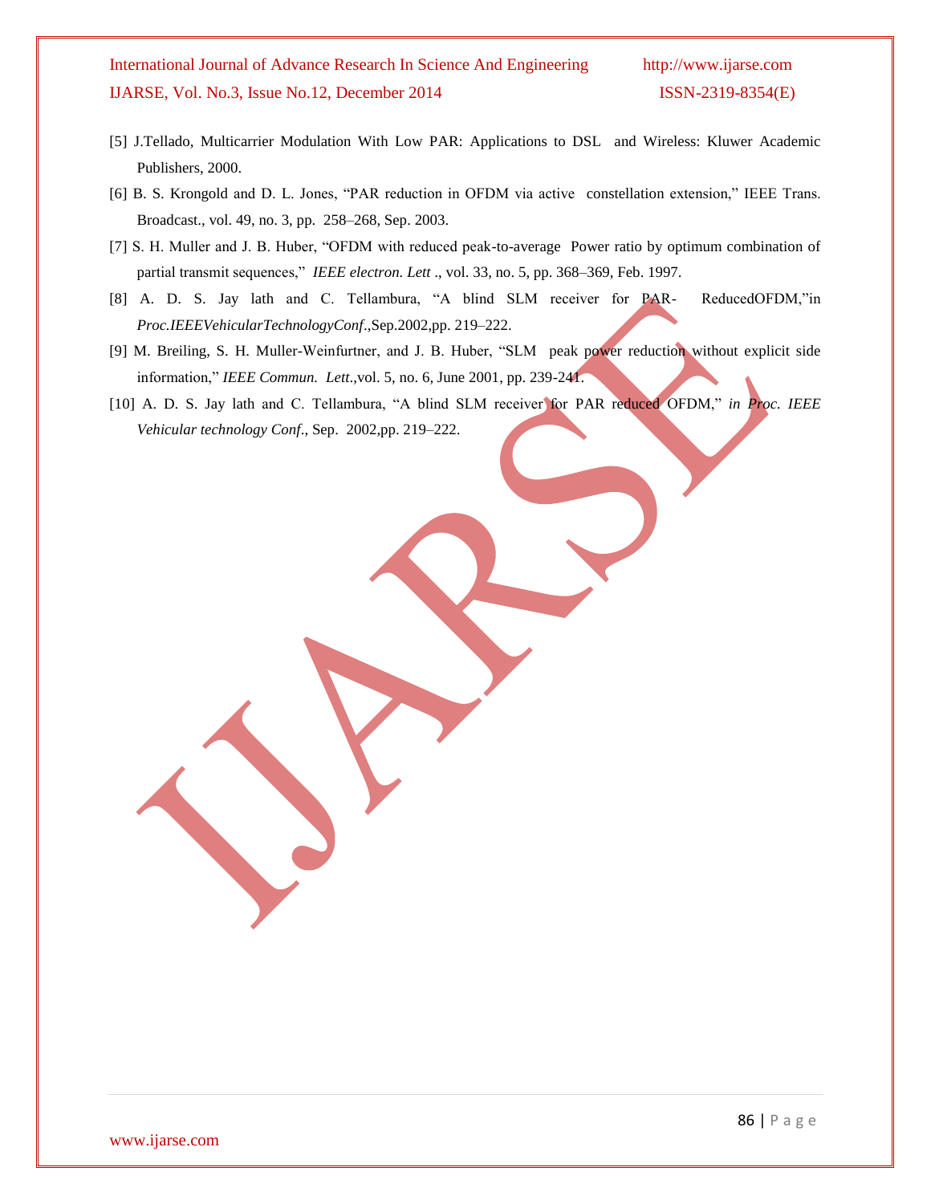[5] J.Tellado, Multicarrier Modulation With Low PAR: Applications to DSL and Wireless: Kluwer Academic Publishers, 2000.

[6] B. S. Krongold and D. L. Jones, "PAR reduction in OFDM via active constellation extension," IEEE Trans. Broadcast., vol. 49, no. 3, pp. 258–268, Sep. 2003.

[7] S. H. Muller and J. B. Huber, "OFDM with reduced peak-to-average Power ratio by optimum combination of partial transmit sequences," *IEEE electron. Lett* ., vol. 33, no. 5, pp. 368–369, Feb. 1997.

[8] A. D. S. Jay lath and C. Tellambura, "A blind SLM receiver for PAR- ReducedOFDM,"in *Proc.IEEEVehicularTechnologyConf*.,Sep.2002,pp. 219–222.

[9] M. Breiling, S. H. Muller-Weinfurtner, and J. B. Huber, "SLM peak power reduction without explicit side information," *IEEE Commun. Lett*.,vol. 5, no. 6, June 2001, pp. 239-241.

[10] A. D. S. Jay lath and C. Tellambura, "A blind SLM receiver for PAR reduced OFDM," *in Proc. IEEE Vehicular technology Conf.,* Sep. 2002,pp. 219–222.